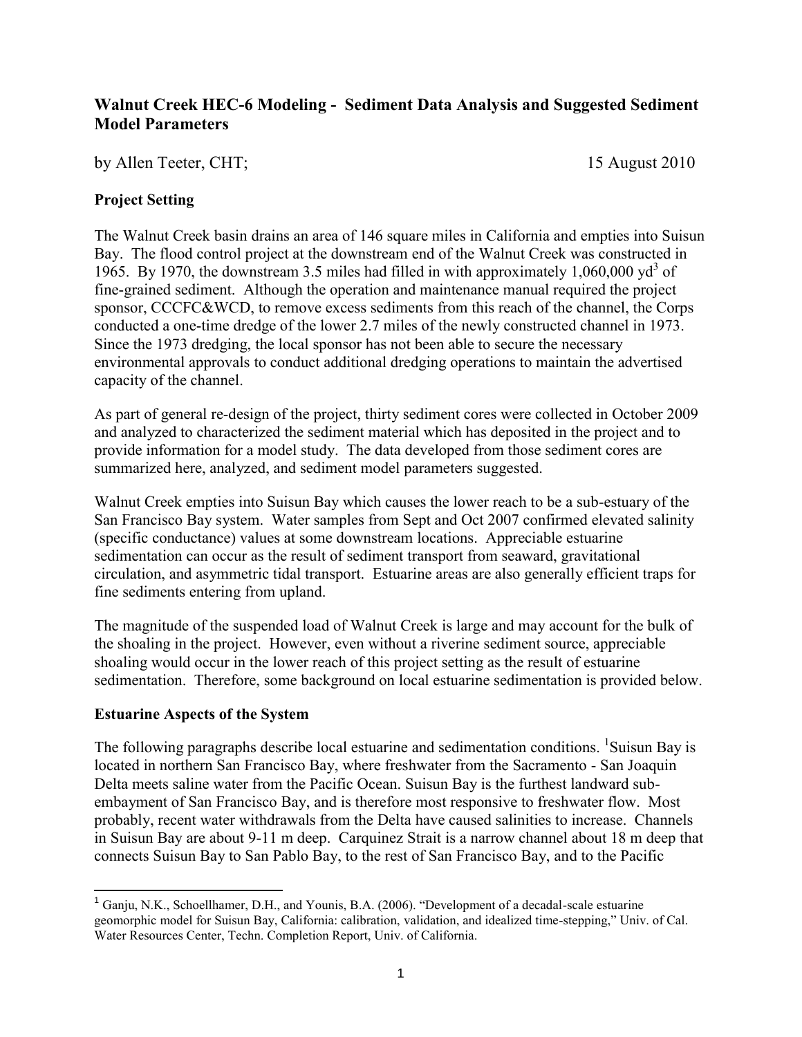## Walnut Creek HEC-6 Modeling - Sediment Data Analysis and Suggested Sediment Model Parameters

by Allen Teeter, CHT; 15 August 2010

### Project Setting

The Walnut Creek basin drains an area of 146 square miles in California and empties into Suisun Bay. The flood control project at the downstream end of the Walnut Creek was constructed in 1965. By 1970, the downstream 3.5 miles had filled in with approximately 1,060,000 $yd^3$ of fine-grained sediment. Although the operation and maintenance manual required the project sponsor, CCCFC&WCD, to remove excess sediments from this reach of the channel, the Corps conducted a one-time dredge of the lower 2.7 miles of the newly constructed channel in 1973. Since the 1973 dredging, the local sponsor has not been able to secure the necessary environmental approvals to conduct additional dredging operations to maintain the advertised capacity of the channel.

As part of general re-design of the project, thirty sediment cores were collected in October 2009 and analyzed to characterized the sediment material which has deposited in the project and to provide information for a model study. The data developed from those sediment cores are summarized here, analyzed, and sediment model parameters suggested.

Walnut Creek empties into Suisun Bay which causes the lower reach to be a sub-estuary of the San Francisco Bay system. Water samples from Sept and Oct 2007 confirmed elevated salinity (specific conductance) values at some downstream locations. Appreciable estuarine sedimentation can occur as the result of sediment transport from seaward, gravitational circulation, and asymmetric tidal transport. Estuarine areas are also generally efficient traps for fine sediments entering from upland.

The magnitude of the suspended load of Walnut Creek is large and may account for the bulk of the shoaling in the project. However, even without a riverine sediment source, appreciable shoaling would occur in the lower reach of this project setting as the result of estuarine sedimentation. Therefore, some background on local estuarine sedimentation is provided below.

### Estuarine Aspects of the System

The following paragraphs describe local estuarine and sedimentation conditions. [1]Suisun Bay is located in northern San Francisco Bay, where freshwater from the Sacramento - San Joaquin Delta meets saline water from the Pacific Ocean. Suisun Bay is the furthest landward sub-embayment of San Francisco Bay, and is therefore most responsive to freshwater flow. Most probably, recent water withdrawals from the Delta have caused salinities to increase. Channels in Suisun Bay are about 9-11 m deep. Carquinez Strait is a narrow channel about 18 m deep that connects Suisun Bay to San Pablo Bay, to the rest of San Francisco Bay, and to the Pacific

[1] Ganju, N.K., Schoellhamer, D.H., and Younis, B.A. (2006). "Development of a decadal-scale estuarine geomorphic model for Suisun Bay, California: calibration, validation, and idealized time-stepping," Univ. of Cal. Water Resources Center, Techn. Completion Report, Univ. of California.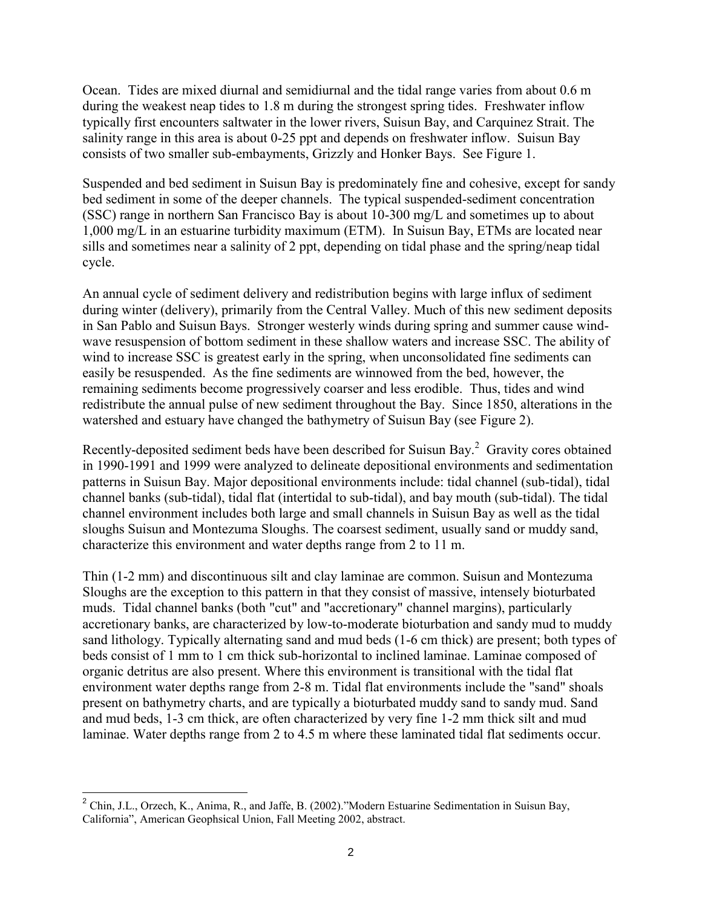Ocean. Tides are mixed diurnal and semidiurnal and the tidal range varies from about 0.6 m during the weakest neap tides to 1.8 m during the strongest spring tides. Freshwater inflow typically first encounters saltwater in the lower rivers, Suisun Bay, and Carquinez Strait. The salinity range in this area is about 0-25 ppt and depends on freshwater inflow. Suisun Bay consists of two smaller sub-embayments, Grizzly and Honker Bays. See Figure 1.

Suspended and bed sediment in Suisun Bay is predominately fine and cohesive, except for sandy bed sediment in some of the deeper channels. The typical suspended-sediment concentration (SSC) range in northern San Francisco Bay is about 10-300 mg/L and sometimes up to about 1,000 mg/L in an estuarine turbidity maximum (ETM). In Suisun Bay, ETMs are located near sills and sometimes near a salinity of 2 ppt, depending on tidal phase and the spring/neap tidal cycle.

An annual cycle of sediment delivery and redistribution begins with large influx of sediment during winter (delivery), primarily from the Central Valley. Much of this new sediment deposits in San Pablo and Suisun Bays. Stronger westerly winds during spring and summer cause wind-wave resuspension of bottom sediment in these shallow waters and increase SSC. The ability of wind to increase SSC is greatest early in the spring, when unconsolidated fine sediments can easily be resuspended. As the fine sediments are winnowed from the bed, however, the remaining sediments become progressively coarser and less erodible. Thus, tides and wind redistribute the annual pulse of new sediment throughout the Bay. Since 1850, alterations in the watershed and estuary have changed the bathymetry of Suisun Bay (see Figure 2).

Recently-deposited sediment beds have been described for Suisun Bay.[2] Gravity cores obtained in 1990-1991 and 1999 were analyzed to delineate depositional environments and sedimentation patterns in Suisun Bay. Major depositional environments include: tidal channel (sub-tidal), tidal channel banks (sub-tidal), tidal flat (intertidal to sub-tidal), and bay mouth (sub-tidal). The tidal channel environment includes both large and small channels in Suisun Bay as well as the tidal sloughs Suisun and Montezuma Sloughs. The coarsest sediment, usually sand or muddy sand, characterize this environment and water depths range from 2 to 11 m.

Thin (1-2 mm) and discontinuous silt and clay laminae are common. Suisun and Montezuma Sloughs are the exception to this pattern in that they consist of massive, intensely bioturbated muds. Tidal channel banks (both "cut" and "accretionary" channel margins), particularly accretionary banks, are characterized by low-to-moderate bioturbation and sandy mud to muddy sand lithology. Typically alternating sand and mud beds (1-6 cm thick) are present; both types of beds consist of 1 mm to 1 cm thick sub-horizontal to inclined laminae. Laminae composed of organic detritus are also present. Where this environment is transitional with the tidal flat environment water depths range from 2-8 m. Tidal flat environments include the "sand" shoals present on bathymetry charts, and are typically a bioturbated muddy sand to sandy mud. Sand and mud beds, 1-3 cm thick, are often characterized by very fine 1-2 mm thick silt and mud laminae. Water depths range from 2 to 4.5 m where these laminated tidal flat sediments occur.

[2] Chin, J.L., Orzech, K., Anima, R., and Jaffe, B. (2002)."Modern Estuarine Sedimentation in Suisun Bay, California", American Geophsical Union, Fall Meeting 2002, abstract.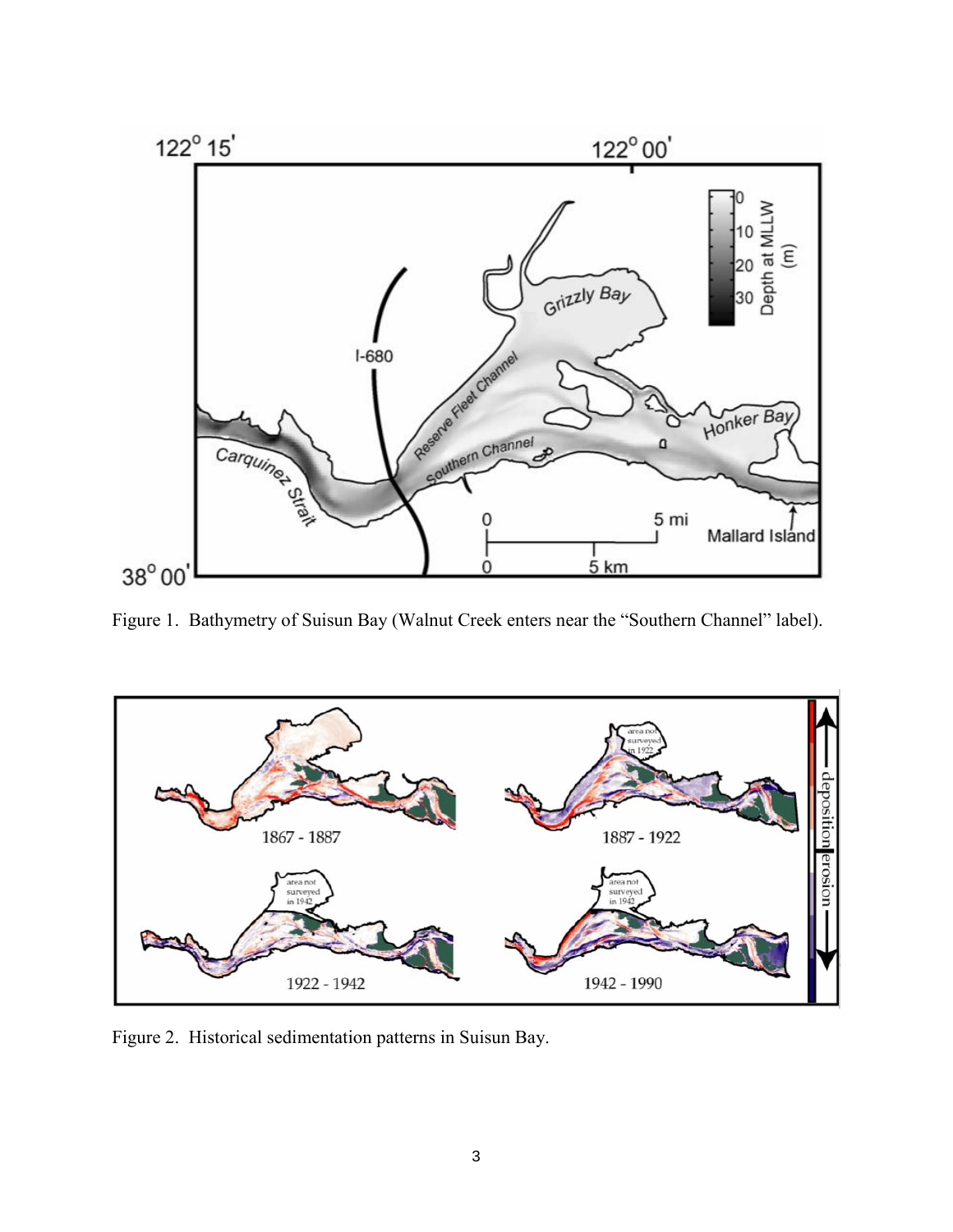Figure 1. Bathymetry of Suisun Bay (Walnut Creek enters near the "Southern Channel" label).

Figure 2. Historical sedimentation patterns in Suisun Bay.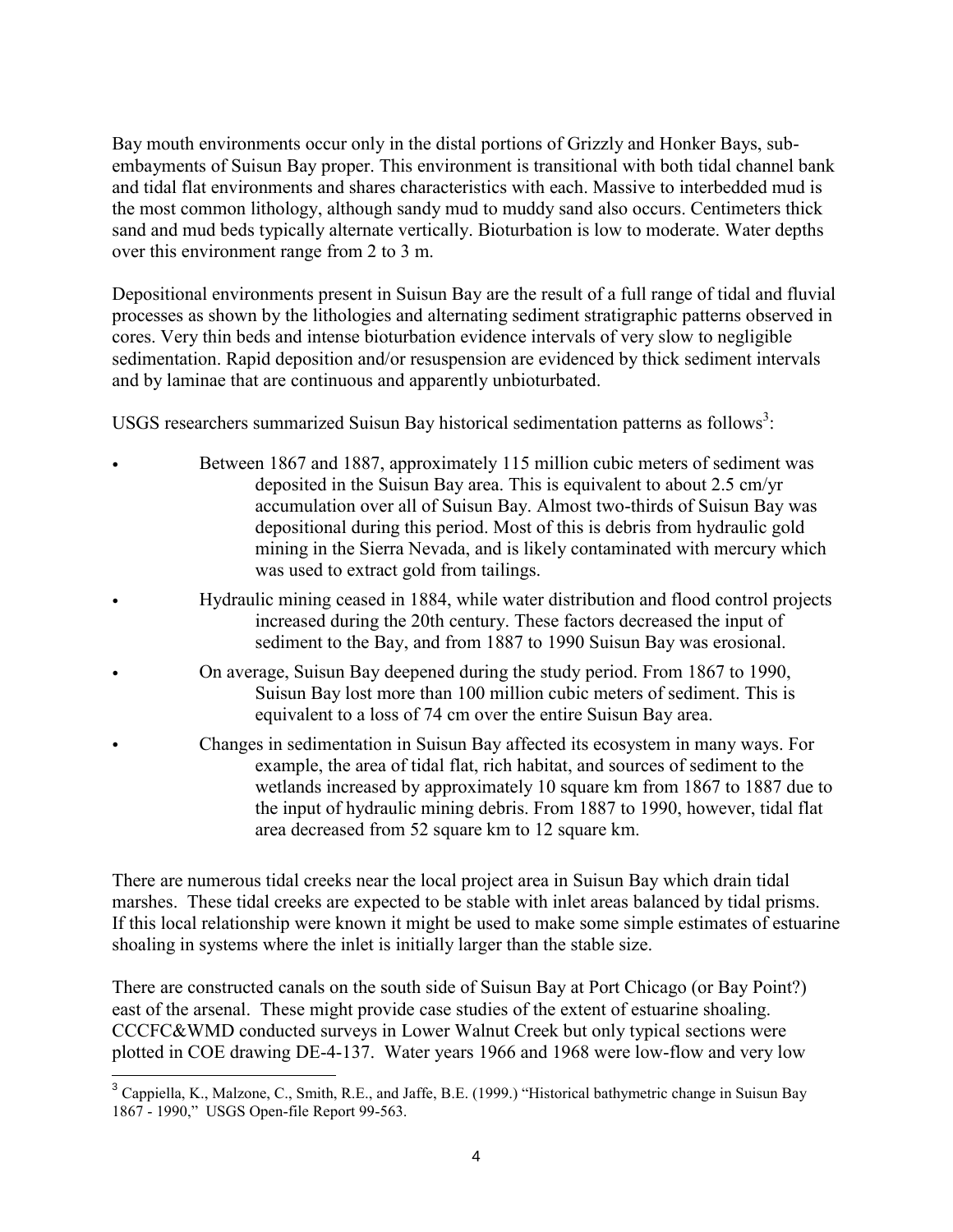Bay mouth environments occur only in the distal portions of Grizzly and Honker Bays, sub-embayments of Suisun Bay proper. This environment is transitional with both tidal channel bank and tidal flat environments and shares characteristics with each. Massive to interbedded mud is the most common lithology, although sandy mud to muddy sand also occurs. Centimeters thick sand and mud beds typically alternate vertically. Bioturbation is low to moderate. Water depths over this environment range from 2 to 3 m.

Depositional environments present in Suisun Bay are the result of a full range of tidal and fluvial processes as shown by the lithologies and alternating sediment stratigraphic patterns observed in cores. Very thin beds and intense bioturbation evidence intervals of very slow to negligible sedimentation. Rapid deposition and/or resuspension are evidenced by thick sediment intervals and by laminae that are continuous and apparently unbioturbated.

USGS researchers summarized Suisun Bay historical sedimentation patterns as follows[3]:

- Between 1867 and 1887, approximately 115 million cubic meters of sediment was deposited in the Suisun Bay area. This is equivalent to about 2.5 cm/yr accumulation over all of Suisun Bay. Almost two-thirds of Suisun Bay was depositional during this period. Most of this is debris from hydraulic gold mining in the Sierra Nevada, and is likely contaminated with mercury which was used to extract gold from tailings.
- Hydraulic mining ceased in 1884, while water distribution and flood control projects increased during the 20th century. These factors decreased the input of sediment to the Bay, and from 1887 to 1990 Suisun Bay was erosional.
- On average, Suisun Bay deepened during the study period. From 1867 to 1990, Suisun Bay lost more than 100 million cubic meters of sediment. This is equivalent to a loss of 74 cm over the entire Suisun Bay area.
- Changes in sedimentation in Suisun Bay affected its ecosystem in many ways. For example, the area of tidal flat, rich habitat, and sources of sediment to the wetlands increased by approximately 10 square km from 1867 to 1887 due to the input of hydraulic mining debris. From 1887 to 1990, however, tidal flat area decreased from 52 square km to 12 square km.

There are numerous tidal creeks near the local project area in Suisun Bay which drain tidal marshes. These tidal creeks are expected to be stable with inlet areas balanced by tidal prisms. If this local relationship were known it might be used to make some simple estimates of estuarine shoaling in systems where the inlet is initially larger than the stable size.

There are constructed canals on the south side of Suisun Bay at Port Chicago (or Bay Point?) east of the arsenal. These might provide case studies of the extent of estuarine shoaling. CCCFC&WMD conducted surveys in Lower Walnut Creek but only typical sections were plotted in COE drawing DE-4-137. Water years 1966 and 1968 were low-flow and very low

[3] Cappiella, K., Malzone, C., Smith, R.E., and Jaffe, B.E. (1999.) "Historical bathymetric change in Suisun Bay 1867 - 1990," USGS Open-file Report 99-563.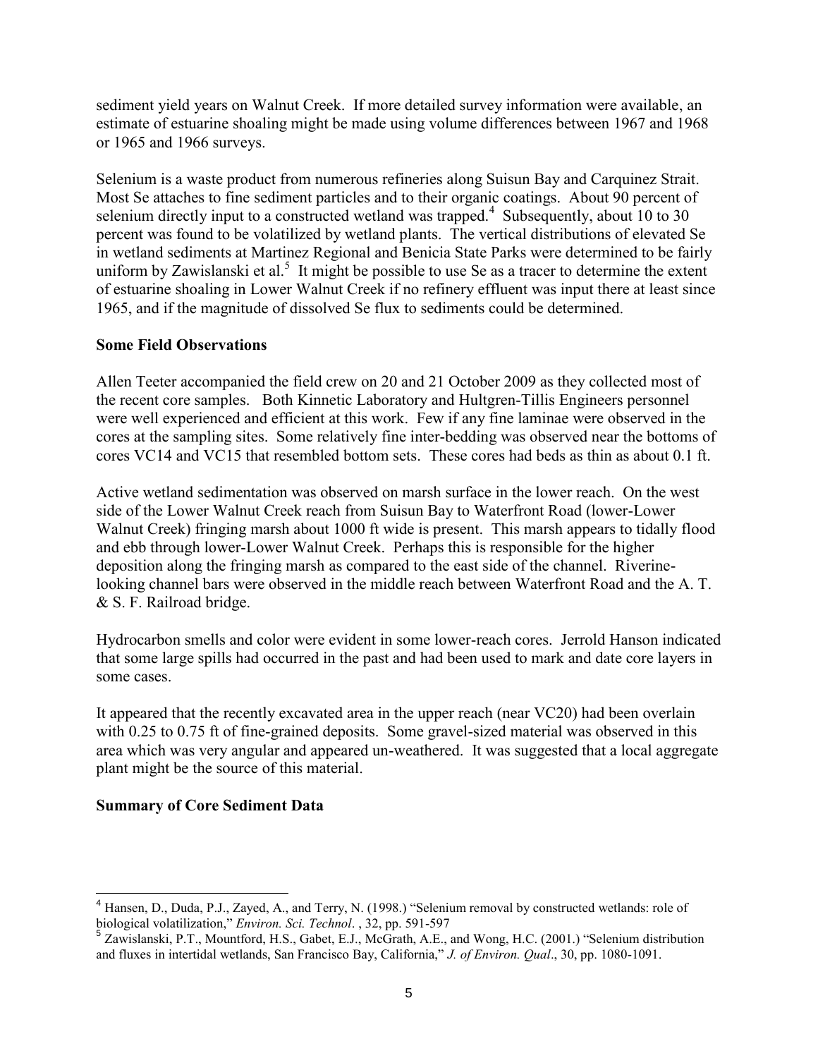sediment yield years on Walnut Creek. If more detailed survey information were available, an estimate of estuarine shoaling might be made using volume differences between 1967 and 1968 or 1965 and 1966 surveys.

Selenium is a waste product from numerous refineries along Suisun Bay and Carquinez Strait. Most Se attaches to fine sediment particles and to their organic coatings. About 90 percent of selenium directly input to a constructed wetland was trapped.[4] Subsequently, about 10 to 30 percent was found to be volatilized by wetland plants. The vertical distributions of elevated Se in wetland sediments at Martinez Regional and Benicia State Parks were determined to be fairly uniform by Zawislanski et al.[5] It might be possible to use Se as a tracer to determine the extent of estuarine shoaling in Lower Walnut Creek if no refinery effluent was input there at least since 1965, and if the magnitude of dissolved Se flux to sediments could be determined.

**Some Field Observations**

Allen Teeter accompanied the field crew on 20 and 21 October 2009 as they collected most of the recent core samples. Both Kinnetic Laboratory and Hultgren-Tillis Engineers personnel were well experienced and efficient at this work. Few if any fine laminae were observed in the cores at the sampling sites. Some relatively fine inter-bedding was observed near the bottoms of cores VC14 and VC15 that resembled bottom sets. These cores had beds as thin as about 0.1 ft.

Active wetland sedimentation was observed on marsh surface in the lower reach. On the west side of the Lower Walnut Creek reach from Suisun Bay to Waterfront Road (lower-Lower Walnut Creek) fringing marsh about 1000 ft wide is present. This marsh appears to tidally flood and ebb through lower-Lower Walnut Creek. Perhaps this is responsible for the higher deposition along the fringing marsh as compared to the east side of the channel. Riverine-looking channel bars were observed in the middle reach between Waterfront Road and the A. T. & S. F. Railroad bridge.

Hydrocarbon smells and color were evident in some lower-reach cores. Jerrold Hanson indicated that some large spills had occurred in the past and had been used to mark and date core layers in some cases.

It appeared that the recently excavated area in the upper reach (near VC20) had been overlain with 0.25 to 0.75 ft of fine-grained deposits. Some gravel-sized material was observed in this area which was very angular and appeared un-weathered. It was suggested that a local aggregate plant might be the source of this material.

**Summary of Core Sediment Data**

---

[4] Hansen, D., Duda, P.J., Zayed, A., and Terry, N. (1998.) "Selenium removal by constructed wetlands: role of biological volatilization," *Environ. Sci. Technol.* , 32, pp. 591-597

[5] Zawislanski, P.T., Mountford, H.S., Gabet, E.J., McGrath, A.E., and Wong, H.C. (2001.) "Selenium distribution and fluxes in intertidal wetlands, San Francisco Bay, California," *J. of Environ. Qual*., 30, pp. 1080-1091.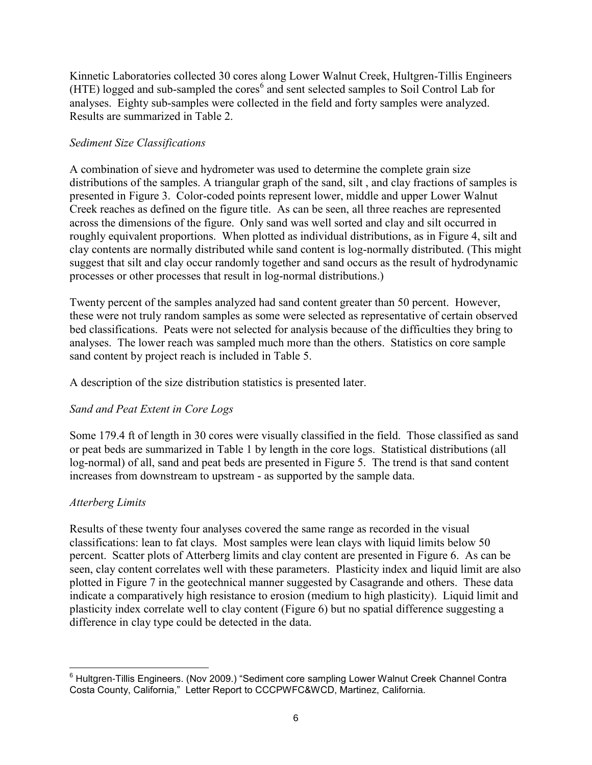Kinnetic Laboratories collected 30 cores along Lower Walnut Creek, Hultgren-Tillis Engineers (HTE) logged and sub-sampled the cores[6] and sent selected samples to Soil Control Lab for analyses. Eighty sub-samples were collected in the field and forty samples were analyzed. Results are summarized in Table 2.

*Sediment Size Classifications*

A combination of sieve and hydrometer was used to determine the complete grain size distributions of the samples. A triangular graph of the sand, silt , and clay fractions of samples is presented in Figure 3. Color-coded points represent lower, middle and upper Lower Walnut Creek reaches as defined on the figure title. As can be seen, all three reaches are represented across the dimensions of the figure. Only sand was well sorted and clay and silt occurred in roughly equivalent proportions. When plotted as individual distributions, as in Figure 4, silt and clay contents are normally distributed while sand content is log-normally distributed. (This might suggest that silt and clay occur randomly together and sand occurs as the result of hydrodynamic processes or other processes that result in log-normal distributions.)

Twenty percent of the samples analyzed had sand content greater than 50 percent. However, these were not truly random samples as some were selected as representative of certain observed bed classifications. Peats were not selected for analysis because of the difficulties they bring to analyses. The lower reach was sampled much more than the others. Statistics on core sample sand content by project reach is included in Table 5.

A description of the size distribution statistics is presented later.

*Sand and Peat Extent in Core Logs*

Some 179.4 ft of length in 30 cores were visually classified in the field. Those classified as sand or peat beds are summarized in Table 1 by length in the core logs. Statistical distributions (all log-normal) of all, sand and peat beds are presented in Figure 5. The trend is that sand content increases from downstream to upstream - as supported by the sample data.

*Atterberg Limits*

Results of these twenty four analyses covered the same range as recorded in the visual classifications: lean to fat clays. Most samples were lean clays with liquid limits below 50 percent. Scatter plots of Atterberg limits and clay content are presented in Figure 6. As can be seen, clay content correlates well with these parameters. Plasticity index and liquid limit are also plotted in Figure 7 in the geotechnical manner suggested by Casagrande and others. These data indicate a comparatively high resistance to erosion (medium to high plasticity). Liquid limit and plasticity index correlate well to clay content (Figure 6) but no spatial difference suggesting a difference in clay type could be detected in the data.

[6] Hultgren-Tillis Engineers. (Nov 2009.) "Sediment core sampling Lower Walnut Creek Channel Contra Costa County, California," Letter Report to CCCPWFC&WCD, Martinez, California.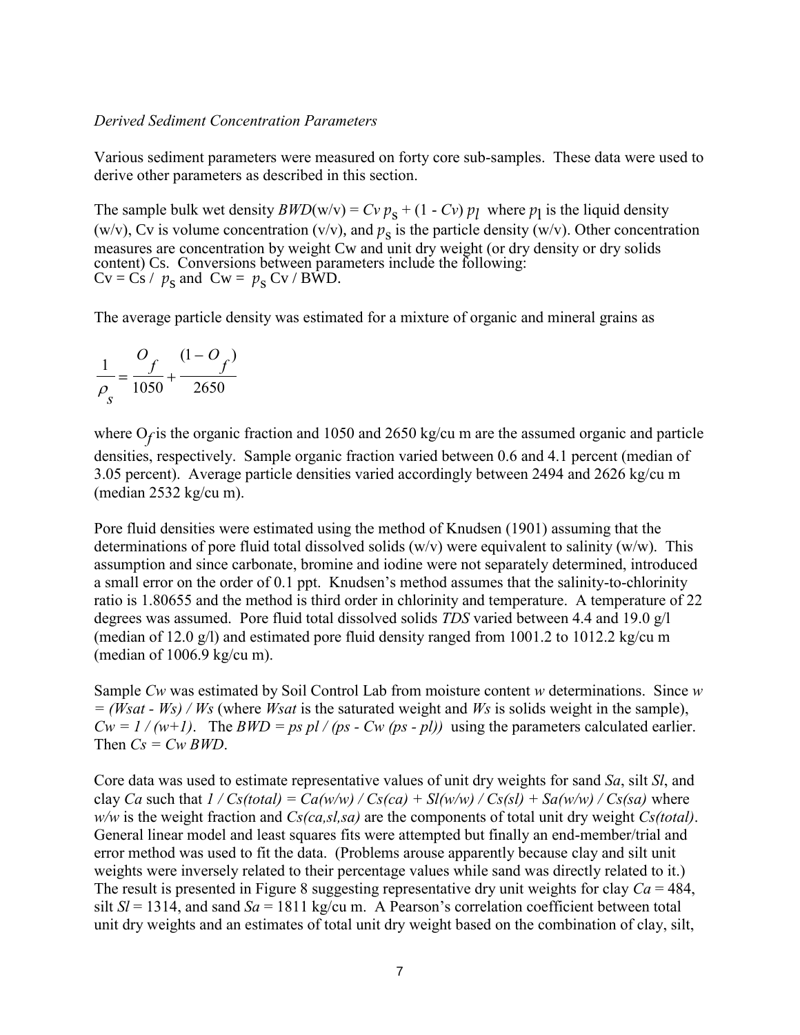*Derived Sediment Concentration Parameters*

Various sediment parameters were measured on forty core sub-samples. These data were used to derive other parameters as described in this section.

The sample bulk wet density $BWD$(w/v) = $Cv\, p_s + (1 - Cv)\, p_l$ where $p_l$ is the liquid density (w/v), Cv is volume concentration (v/v), and $p_s$ is the particle density (w/v). Other concentration measures are concentration by weight Cw and unit dry weight (or dry density or dry solids content) Cs. Conversions between parameters include the following: $Cv = Cs / p_s$ and $Cw = p_s\, Cv / BWD$.

The average particle density was estimated for a mixture of organic and mineral grains as

$$\frac{1}{\rho_s} = \frac{O_f}{1050} + \frac{(1 - O_f)}{2650}$$

where $O_f$ is the organic fraction and 1050 and 2650 kg/cu m are the assumed organic and particle densities, respectively. Sample organic fraction varied between 0.6 and 4.1 percent (median of 3.05 percent). Average particle densities varied accordingly between 2494 and 2626 kg/cu m (median 2532 kg/cu m).

Pore fluid densities were estimated using the method of Knudsen (1901) assuming that the determinations of pore fluid total dissolved solids (w/v) were equivalent to salinity (w/w). This assumption and since carbonate, bromine and iodine were not separately determined, introduced a small error on the order of 0.1 ppt. Knudsen's method assumes that the salinity-to-chlorinity ratio is 1.80655 and the method is third order in chlorinity and temperature. A temperature of 22 degrees was assumed. Pore fluid total dissolved solids *TDS* varied between 4.4 and 19.0 g/l (median of 12.0 g/l) and estimated pore fluid density ranged from 1001.2 to 1012.2 kg/cu m (median of 1006.9 kg/cu m).

Sample *Cw* was estimated by Soil Control Lab from moisture content *w* determinations. Since $w = (Wsat - Ws) / Ws$ (where *Wsat* is the saturated weight and *Ws* is solids weight in the sample), $Cw = 1 / (w+1)$. The $BWD = ps\, pl / (ps - Cw\, (ps - pl))$ using the parameters calculated earlier. Then $Cs = Cw\, BWD$.

Core data was used to estimate representative values of unit dry weights for sand *Sa*, silt *Sl*, and clay *Ca* such that $1 / Cs(total) = Ca(w/w) / Cs(ca) + Sl(w/w) / Cs(sl) + Sa(w/w) / Cs(sa)$ where *w/w* is the weight fraction and *Cs(ca,sl,sa)* are the components of total unit dry weight *Cs(total)*. General linear model and least squares fits were attempted but finally an end-member/trial and error method was used to fit the data. (Problems arouse apparently because clay and silt unit weights were inversely related to their percentage values while sand was directly related to it.) The result is presented in Figure 8 suggesting representative dry unit weights for clay *Ca* = 484, silt *Sl* = 1314, and sand *Sa* = 1811 kg/cu m. A Pearson's correlation coefficient between total unit dry weights and an estimates of total unit dry weight based on the combination of clay, silt,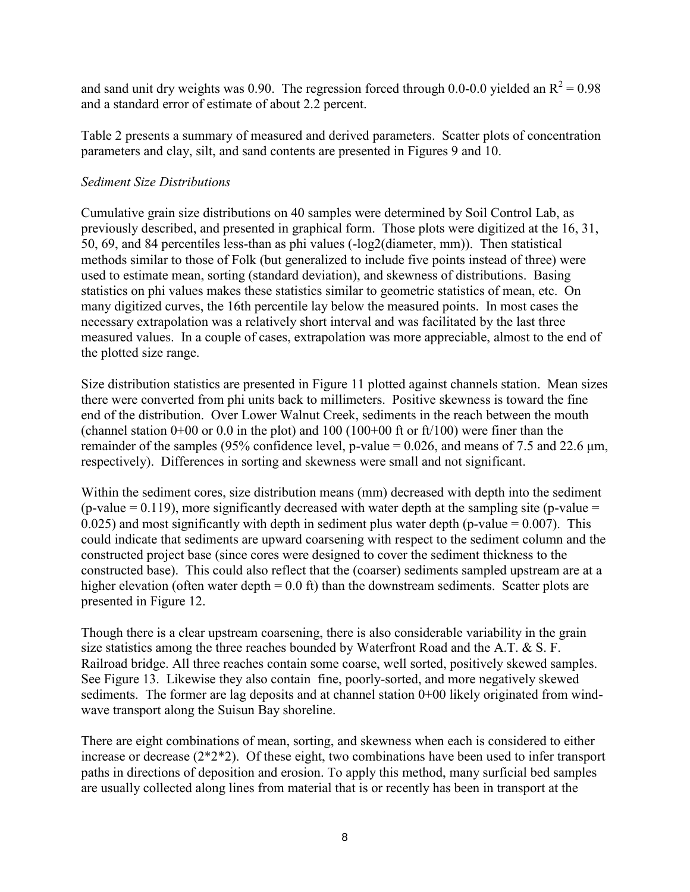and sand unit dry weights was 0.90. The regression forced through 0.0-0.0 yielded an $R^2 = 0.98$ and a standard error of estimate of about 2.2 percent.

Table 2 presents a summary of measured and derived parameters. Scatter plots of concentration parameters and clay, silt, and sand contents are presented in Figures 9 and 10.

*Sediment Size Distributions*

Cumulative grain size distributions on 40 samples were determined by Soil Control Lab, as previously described, and presented in graphical form. Those plots were digitized at the 16, 31, 50, 69, and 84 percentiles less-than as phi values (-log2(diameter, mm)). Then statistical methods similar to those of Folk (but generalized to include five points instead of three) were used to estimate mean, sorting (standard deviation), and skewness of distributions. Basing statistics on phi values makes these statistics similar to geometric statistics of mean, etc. On many digitized curves, the 16th percentile lay below the measured points. In most cases the necessary extrapolation was a relatively short interval and was facilitated by the last three measured values. In a couple of cases, extrapolation was more appreciable, almost to the end of the plotted size range.

Size distribution statistics are presented in Figure 11 plotted against channels station. Mean sizes there were converted from phi units back to millimeters. Positive skewness is toward the fine end of the distribution. Over Lower Walnut Creek, sediments in the reach between the mouth (channel station 0+00 or 0.0 in the plot) and 100 (100+00 ft or ft/100) were finer than the remainder of the samples (95% confidence level, p-value = 0.026, and means of 7.5 and 22.6 μm, respectively). Differences in sorting and skewness were small and not significant.

Within the sediment cores, size distribution means (mm) decreased with depth into the sediment (p-value = 0.119), more significantly decreased with water depth at the sampling site (p-value = 0.025) and most significantly with depth in sediment plus water depth (p-value = 0.007). This could indicate that sediments are upward coarsening with respect to the sediment column and the constructed project base (since cores were designed to cover the sediment thickness to the constructed base). This could also reflect that the (coarser) sediments sampled upstream are at a higher elevation (often water depth = 0.0 ft) than the downstream sediments. Scatter plots are presented in Figure 12.

Though there is a clear upstream coarsening, there is also considerable variability in the grain size statistics among the three reaches bounded by Waterfront Road and the A.T. & S. F. Railroad bridge. All three reaches contain some coarse, well sorted, positively skewed samples. See Figure 13. Likewise they also contain fine, poorly-sorted, and more negatively skewed sediments. The former are lag deposits and at channel station 0+00 likely originated from wind-wave transport along the Suisun Bay shoreline.

There are eight combinations of mean, sorting, and skewness when each is considered to either increase or decrease (2*2*2). Of these eight, two combinations have been used to infer transport paths in directions of deposition and erosion. To apply this method, many surficial bed samples are usually collected along lines from material that is or recently has been in transport at the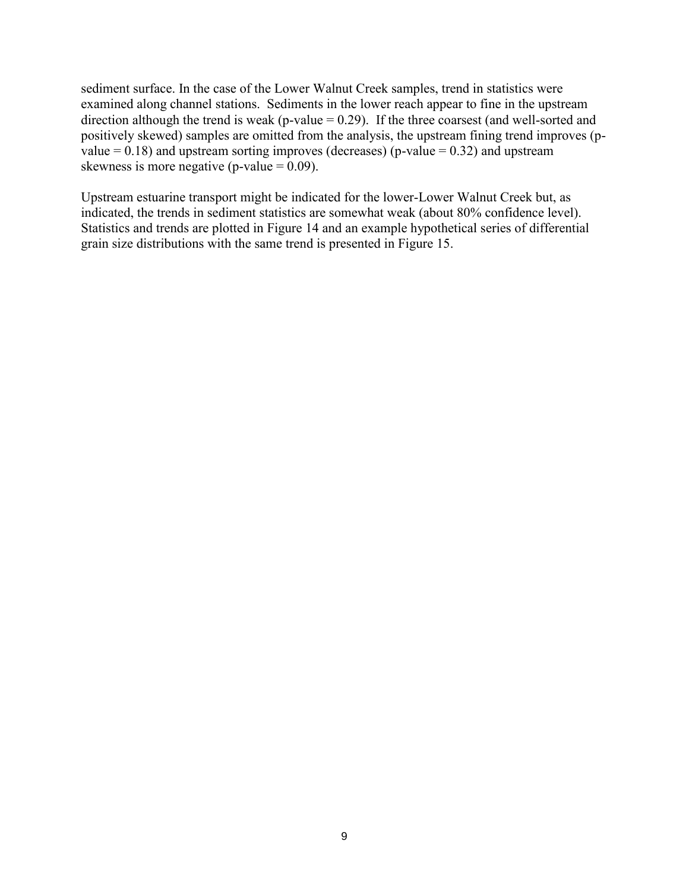sediment surface. In the case of the Lower Walnut Creek samples, trend in statistics were examined along channel stations. Sediments in the lower reach appear to fine in the upstream direction although the trend is weak (p-value = 0.29). If the three coarsest (and well-sorted and positively skewed) samples are omitted from the analysis, the upstream fining trend improves (p-value = 0.18) and upstream sorting improves (decreases) (p-value = 0.32) and upstream skewness is more negative (p-value = 0.09).

Upstream estuarine transport might be indicated for the lower-Lower Walnut Creek but, as indicated, the trends in sediment statistics are somewhat weak (about 80% confidence level). Statistics and trends are plotted in Figure 14 and an example hypothetical series of differential grain size distributions with the same trend is presented in Figure 15.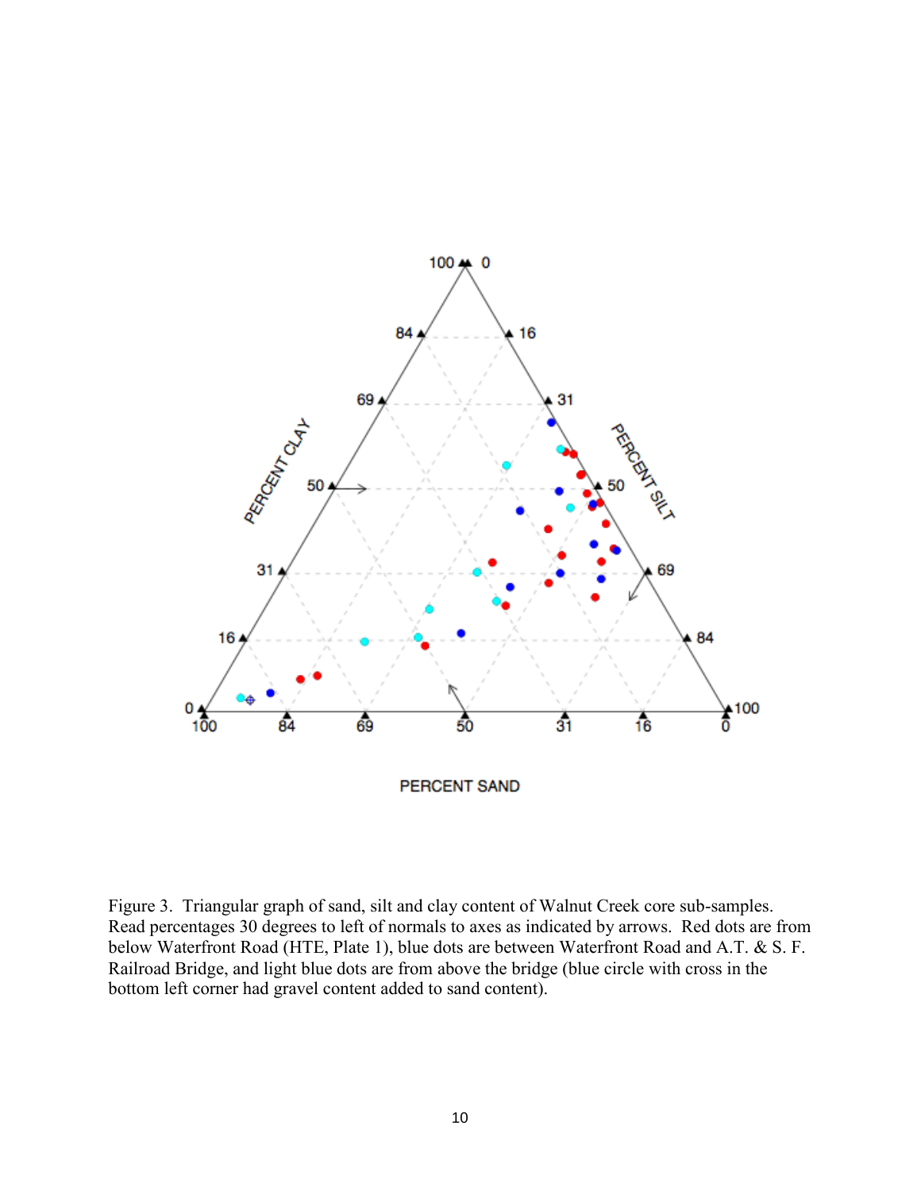Figure 3. Triangular graph of sand, silt and clay content of Walnut Creek core sub-samples. Read percentages 30 degrees to left of normals to axes as indicated by arrows. Red dots are from below Waterfront Road (HTE, Plate 1), blue dots are between Waterfront Road and A.T. & S. F. Railroad Bridge, and light blue dots are from above the bridge (blue circle with cross in the bottom left corner had gravel content added to sand content).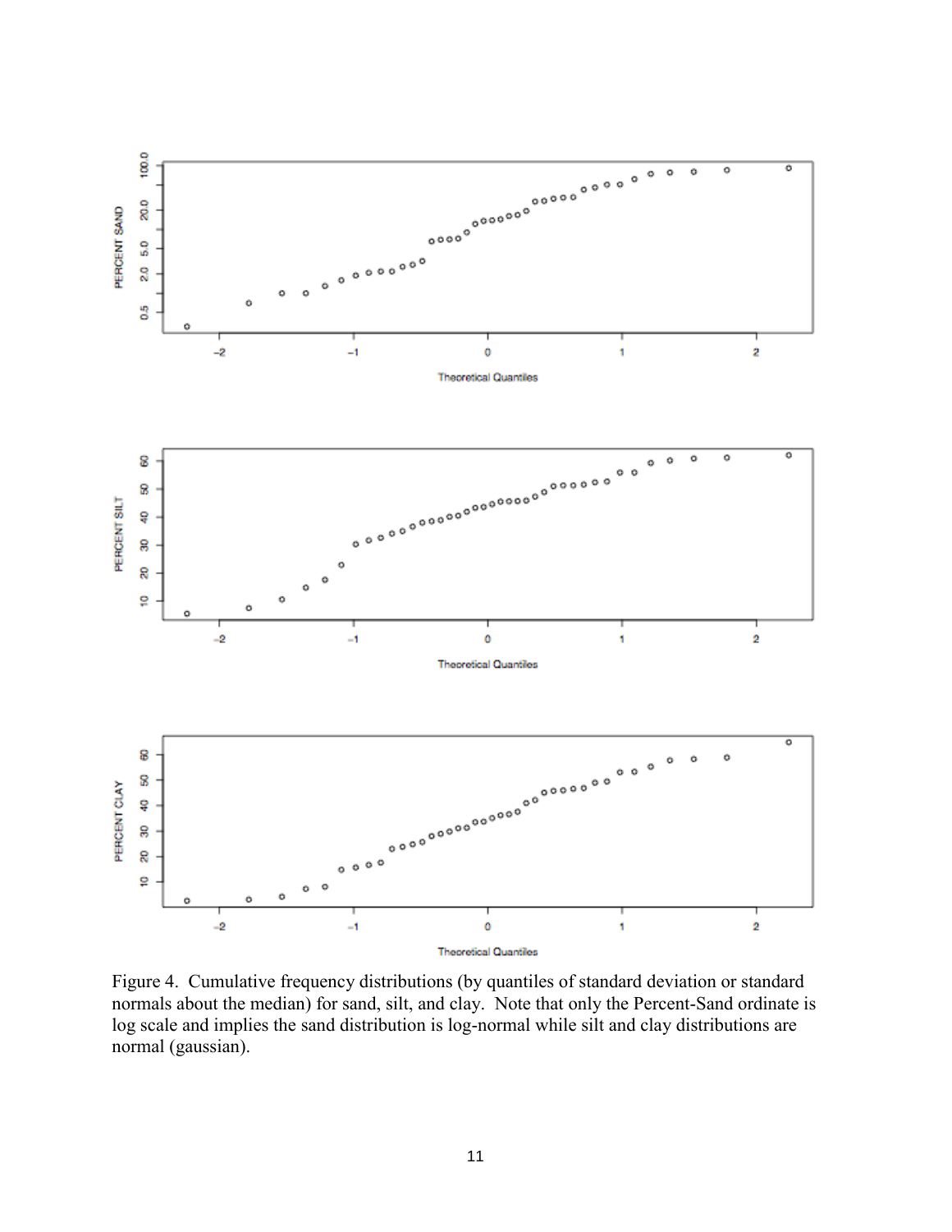Figure 4. Cumulative frequency distributions (by quantiles of standard deviation or standard normals about the median) for sand, silt, and clay. Note that only the Percent-Sand ordinate is log scale and implies the sand distribution is log-normal while silt and clay distributions are normal (gaussian).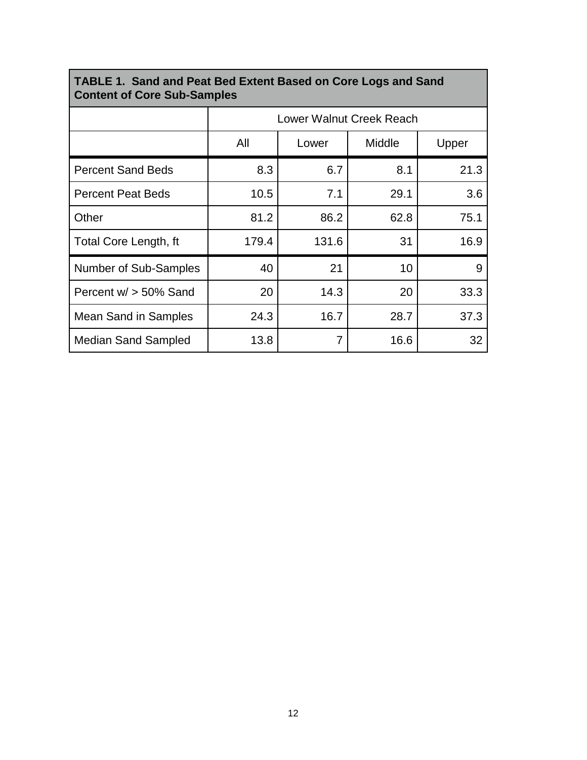**TABLE 1. Sand and Peat Bed Extent Based on Core Logs and Sand Content of Core Sub-Samples**

| | Lower Walnut Creek Reach | | | |
|---|---|---|---|---|
| | All | Lower | Middle | Upper |
| Percent Sand Beds | 8.3 | 6.7 | 8.1 | 21.3 |
| Percent Peat Beds | 10.5 | 7.1 | 29.1 | 3.6 |
| Other | 81.2 | 86.2 | 62.8 | 75.1 |
| Total Core Length, ft | 179.4 | 131.6 | 31 | 16.9 |
| Number of Sub-Samples | 40 | 21 | 10 | 9 |
| Percent w/ > 50% Sand | 20 | 14.3 | 20 | 33.3 |
| Mean Sand in Samples | 24.3 | 16.7 | 28.7 | 37.3 |
| Median Sand Sampled | 13.8 | 7 | 16.6 | 32 |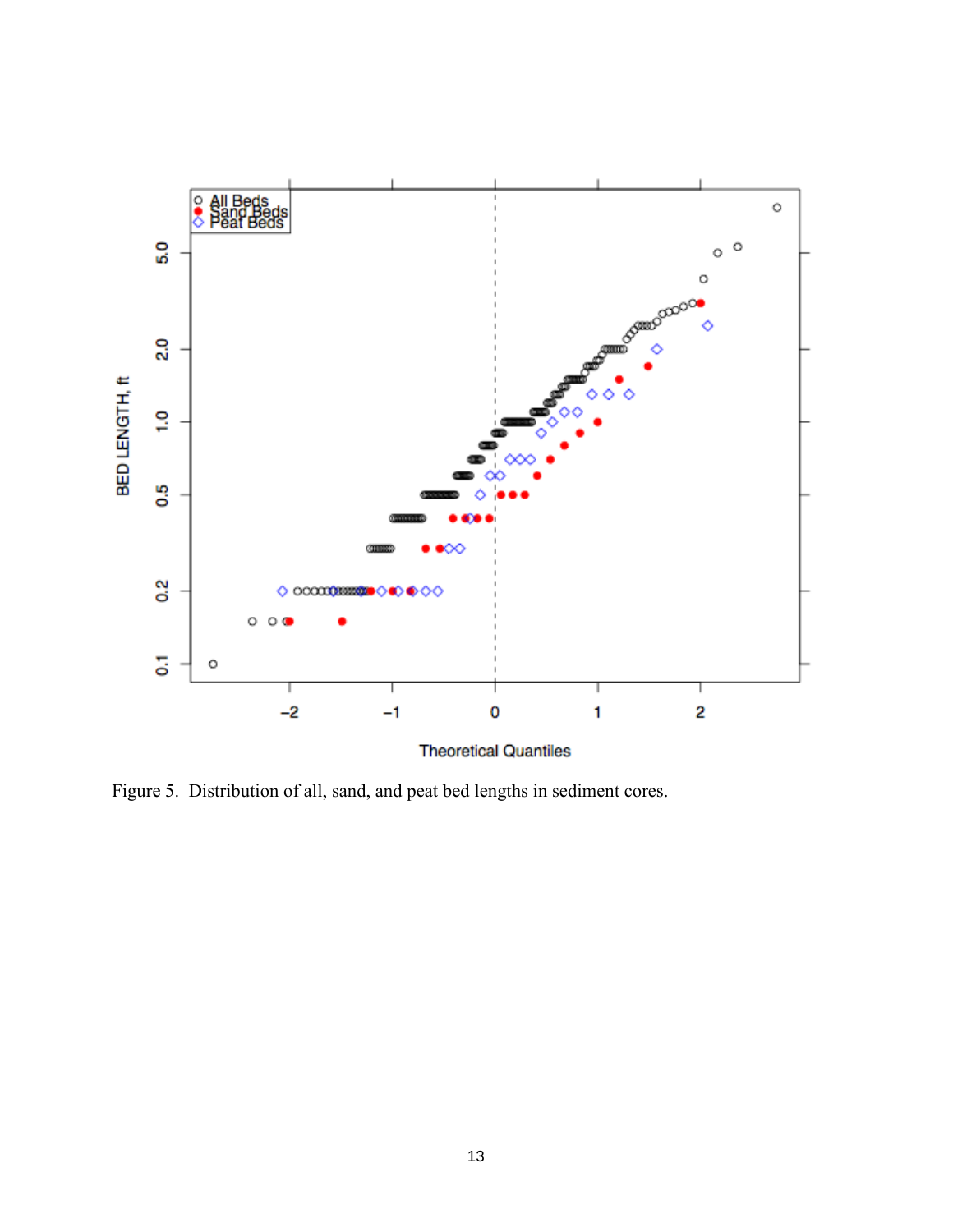Figure 5. Distribution of all, sand, and peat bed lengths in sediment cores.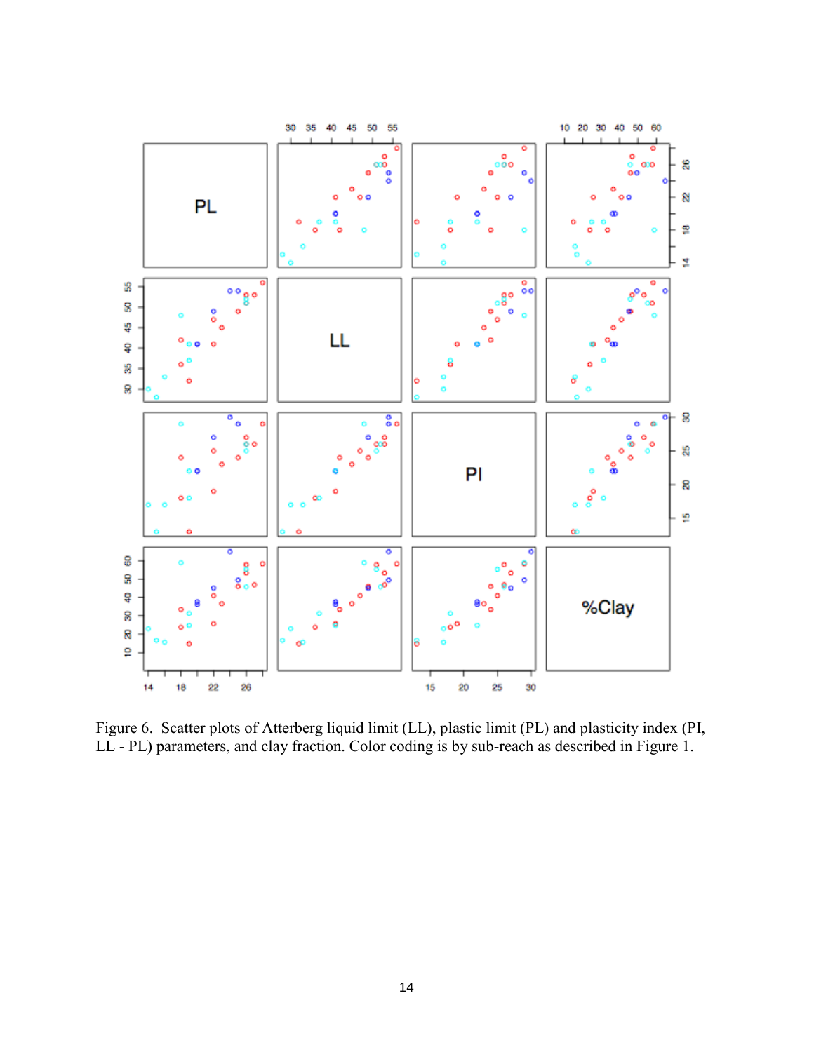Figure 6. Scatter plots of Atterberg liquid limit (LL), plastic limit (PL) and plasticity index (PI, LL - PL) parameters, and clay fraction. Color coding is by sub-reach as described in Figure 1.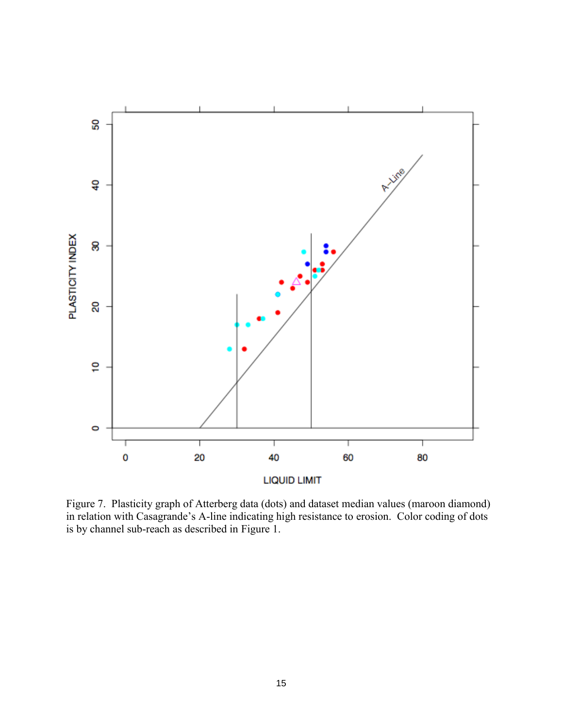Figure 7. Plasticity graph of Atterberg data (dots) and dataset median values (maroon diamond) in relation with Casagrande's A-line indicating high resistance to erosion. Color coding of dots is by channel sub-reach as described in Figure 1.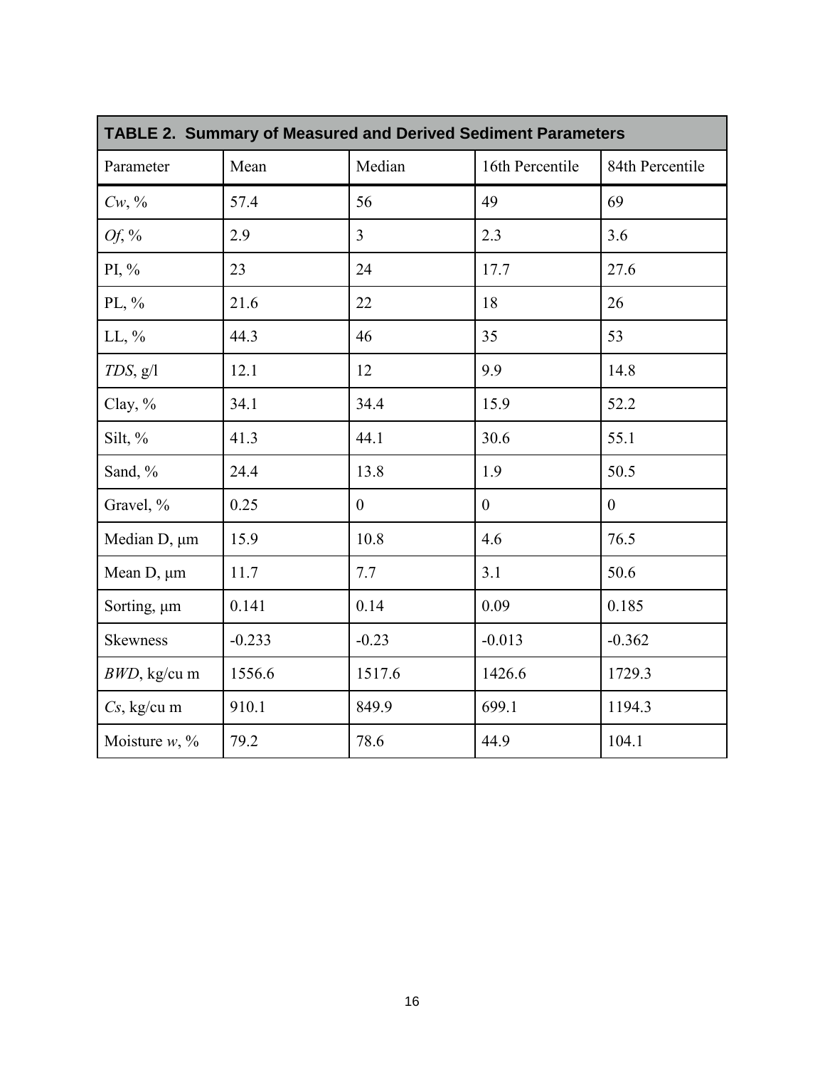**TABLE 2. Summary of Measured and Derived Sediment Parameters**

| Parameter | Mean | Median | 16th Percentile | 84th Percentile |
|---|---|---|---|---|
| *Cw*, % | 57.4 | 56 | 49 | 69 |
| *Of*, % | 2.9 | 3 | 2.3 | 3.6 |
| PI, % | 23 | 24 | 17.7 | 27.6 |
| PL, % | 21.6 | 22 | 18 | 26 |
| LL, % | 44.3 | 46 | 35 | 53 |
| *TDS*, g/l | 12.1 | 12 | 9.9 | 14.8 |
| Clay, % | 34.1 | 34.4 | 15.9 | 52.2 |
| Silt, % | 41.3 | 44.1 | 30.6 | 55.1 |
| Sand, % | 24.4 | 13.8 | 1.9 | 50.5 |
| Gravel, % | 0.25 | 0 | 0 | 0 |
| Median D, μm | 15.9 | 10.8 | 4.6 | 76.5 |
| Mean D, μm | 11.7 | 7.7 | 3.1 | 50.6 |
| Sorting, μm | 0.141 | 0.14 | 0.09 | 0.185 |
| Skewness | -0.233 | -0.23 | -0.013 | -0.362 |
| *BWD*, kg/cu m | 1556.6 | 1517.6 | 1426.6 | 1729.3 |
| *Cs*, kg/cu m | 910.1 | 849.9 | 699.1 | 1194.3 |
| Moisture *w*, % | 79.2 | 78.6 | 44.9 | 104.1 |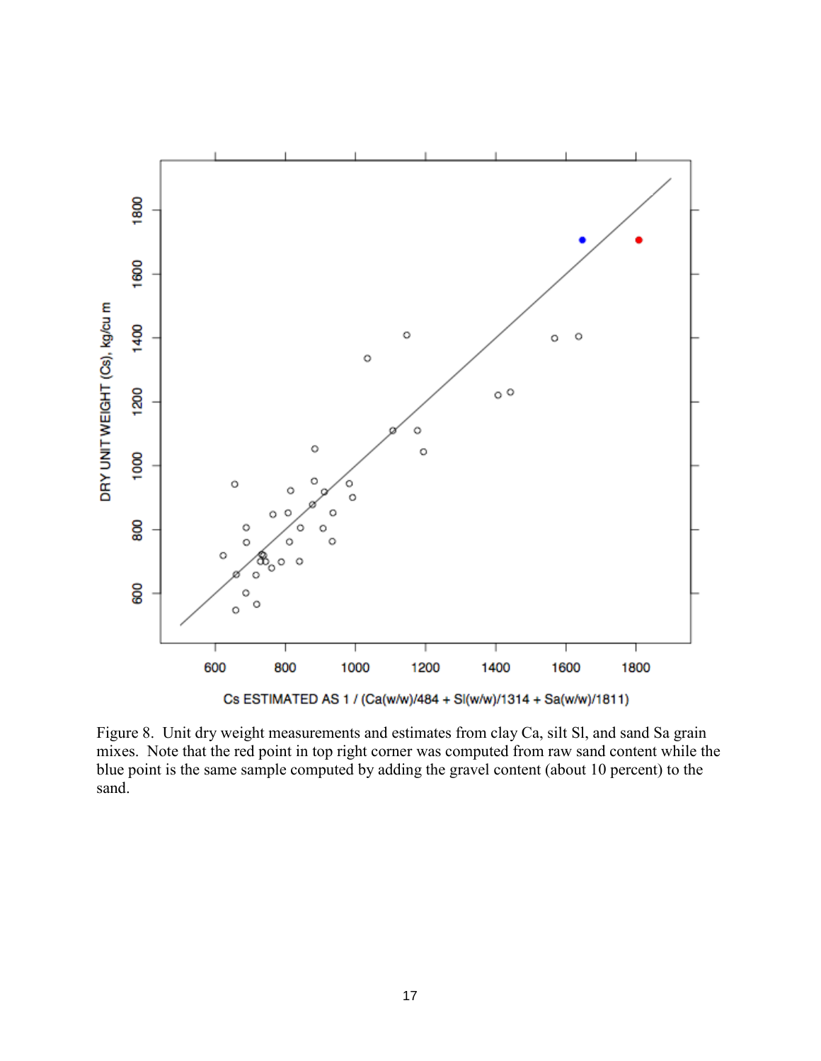Figure 8. Unit dry weight measurements and estimates from clay Ca, silt Sl, and sand Sa grain mixes. Note that the red point in top right corner was computed from raw sand content while the blue point is the same sample computed by adding the gravel content (about 10 percent) to the sand.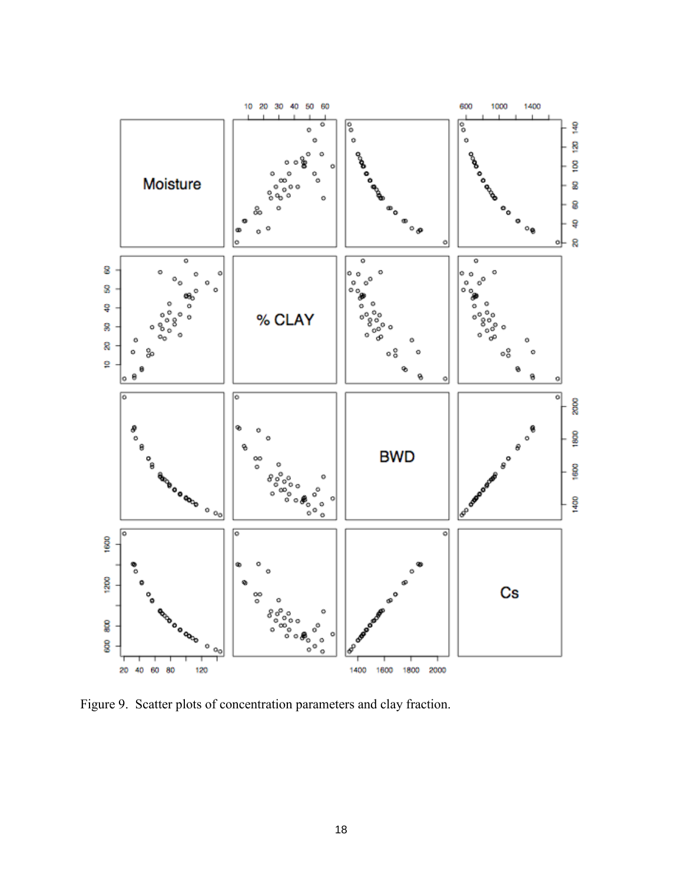Figure 9.  Scatter plots of concentration parameters and clay fraction.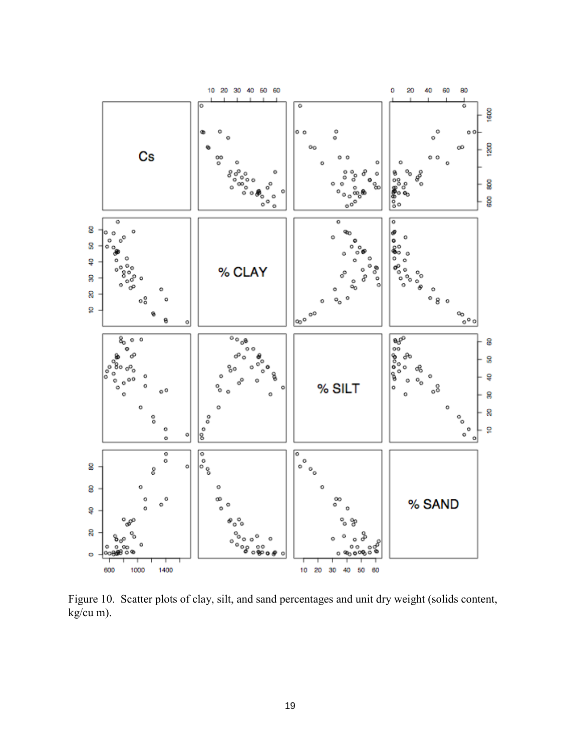Figure 10. Scatter plots of clay, silt, and sand percentages and unit dry weight (solids content, kg/cu m).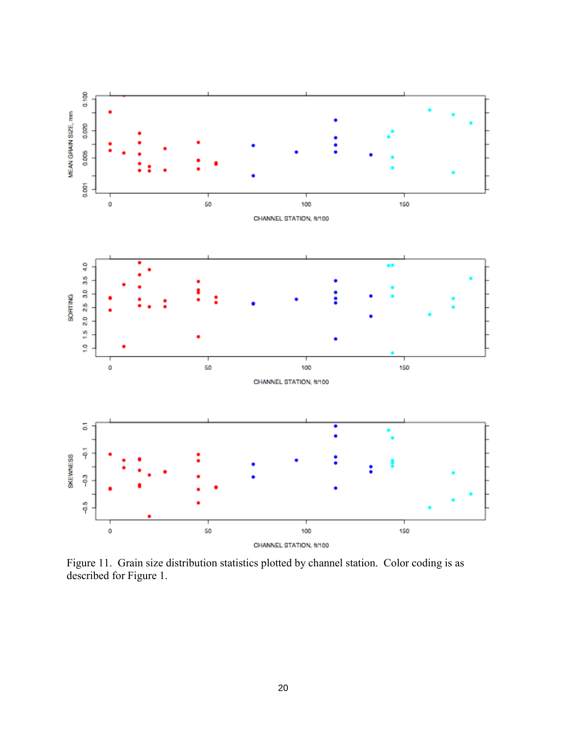Figure 11. Grain size distribution statistics plotted by channel station. Color coding is as described for Figure 1.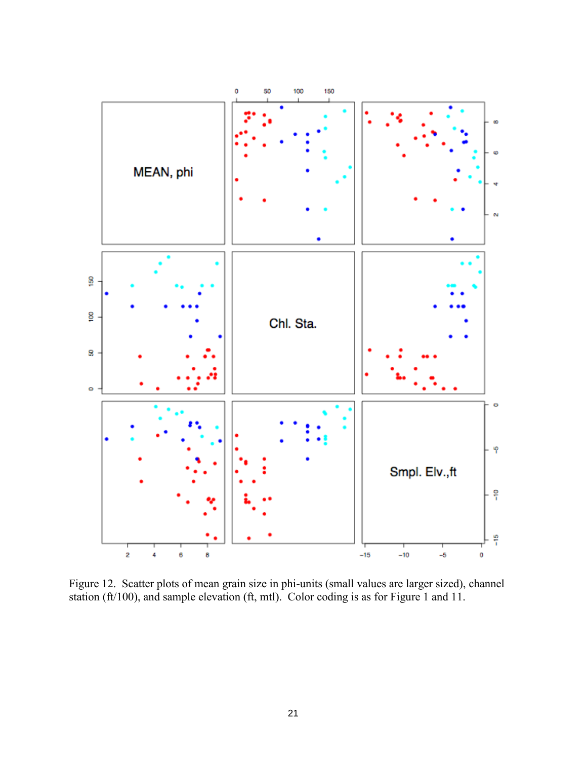Figure 12. Scatter plots of mean grain size in phi-units (small values are larger sized), channel station (ft/100), and sample elevation (ft, mtl). Color coding is as for Figure 1 and 11.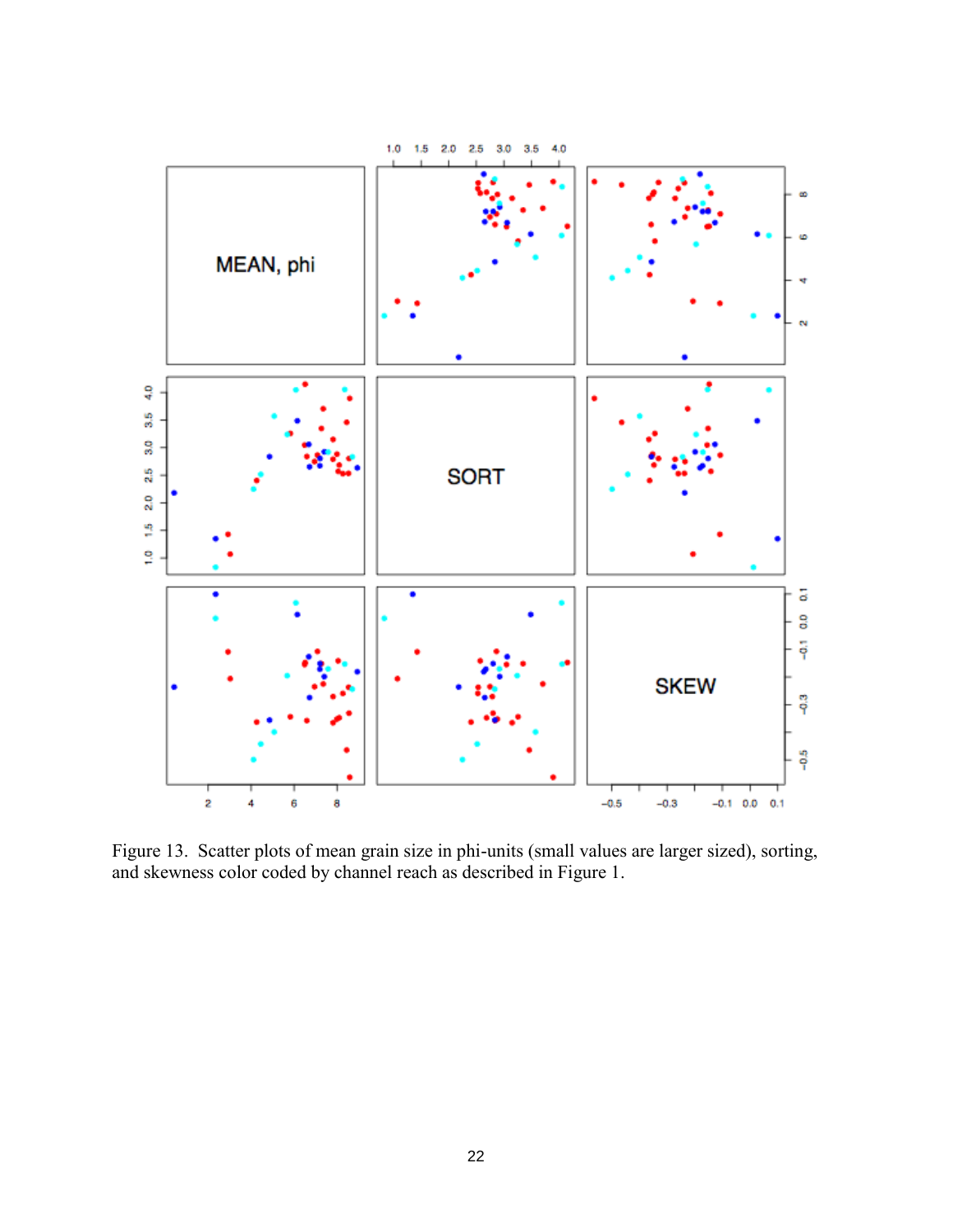Figure 13. Scatter plots of mean grain size in phi-units (small values are larger sized), sorting, and skewness color coded by channel reach as described in Figure 1.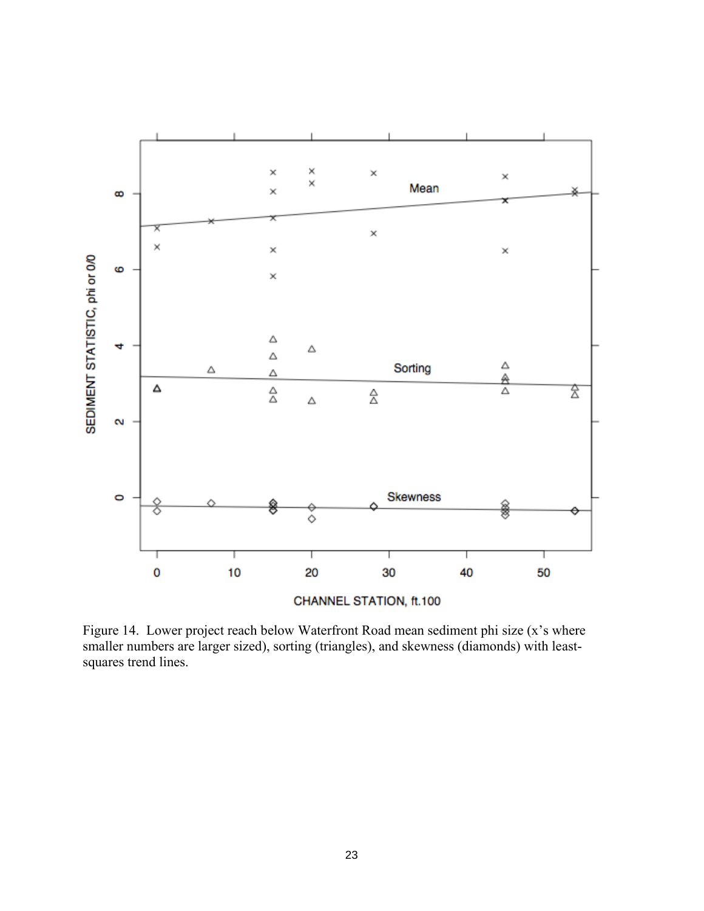Figure 14. Lower project reach below Waterfront Road mean sediment phi size (x's where smaller numbers are larger sized), sorting (triangles), and skewness (diamonds) with least-squares trend lines.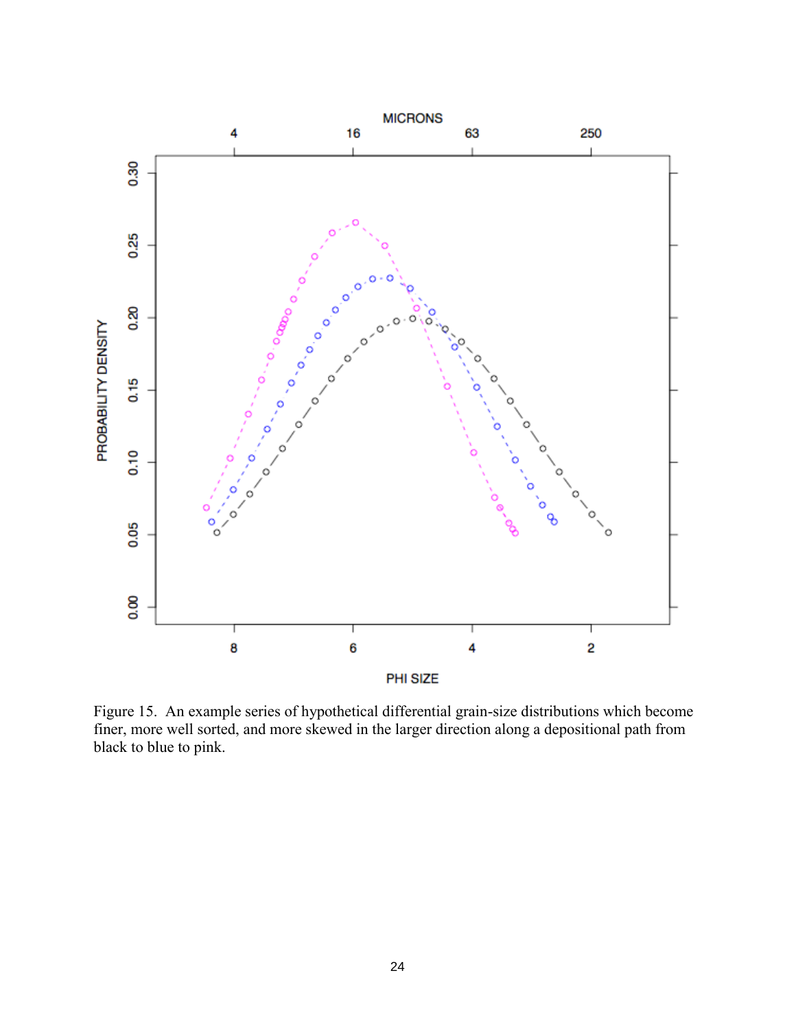Figure 15. An example series of hypothetical differential grain-size distributions which become finer, more well sorted, and more skewed in the larger direction along a depositional path from black to blue to pink.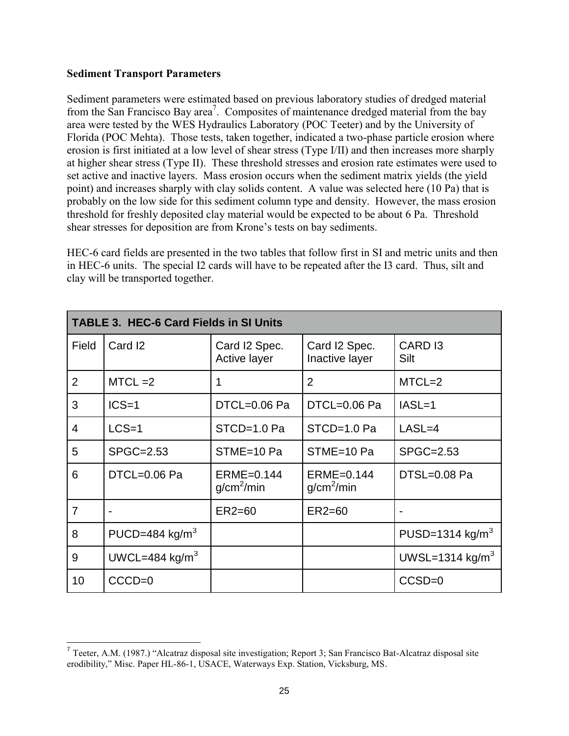**Sediment Transport Parameters**

Sediment parameters were estimated based on previous laboratory studies of dredged material from the San Francisco Bay area[7]. Composites of maintenance dredged material from the bay area were tested by the WES Hydraulics Laboratory (POC Teeter) and by the University of Florida (POC Mehta). Those tests, taken together, indicated a two-phase particle erosion where erosion is first initiated at a low level of shear stress (Type I/II) and then increases more sharply at higher shear stress (Type II). These threshold stresses and erosion rate estimates were used to set active and inactive layers. Mass erosion occurs when the sediment matrix yields (the yield point) and increases sharply with clay solids content. A value was selected here (10 Pa) that is probably on the low side for this sediment column type and density. However, the mass erosion threshold for freshly deposited clay material would be expected to be about 6 Pa. Threshold shear stresses for deposition are from Krone's tests on bay sediments.

HEC-6 card fields are presented in the two tables that follow first in SI and metric units and then in HEC-6 units. The special I2 cards will have to be repeated after the I3 card. Thus, silt and clay will be transported together.

**TABLE 3. HEC-6 Card Fields in SI Units**

| Field | Card I2 | Card I2 Spec. Active layer | Card I2 Spec. Inactive layer | CARD I3 Silt |
|---|---|---|---|---|
| 2 | MTCL =2 | 1 | 2 | MTCL=2 |
| 3 | ICS=1 | DTCL=0.06 Pa | DTCL=0.06 Pa | IASL=1 |
| 4 | LCS=1 | STCD=1.0 Pa | STCD=1.0 Pa | LASL=4 |
| 5 | SPGC=2.53 | STME=10 Pa | STME=10 Pa | SPGC=2.53 |
| 6 | DTCL=0.06 Pa | ERME=0.144 $g/cm^2/min$ | ERME=0.144 $g/cm^2/min$ | DTSL=0.08 Pa |
| 7 | - | ER2=60 | ER2=60 | - |
| 8 | PUCD=484 $kg/m^3$ | | | PUSD=1314 $kg/m^3$ |
| 9 | UWCL=484 $kg/m^3$ | | | UWSL=1314 $kg/m^3$ |
| 10 | CCCD=0 | | | CCSD=0 |

[7] Teeter, A.M. (1987.) "Alcatraz disposal site investigation; Report 3; San Francisco Bat-Alcatraz disposal site erodibility," Misc. Paper HL-86-1, USACE, Waterways Exp. Station, Vicksburg, MS.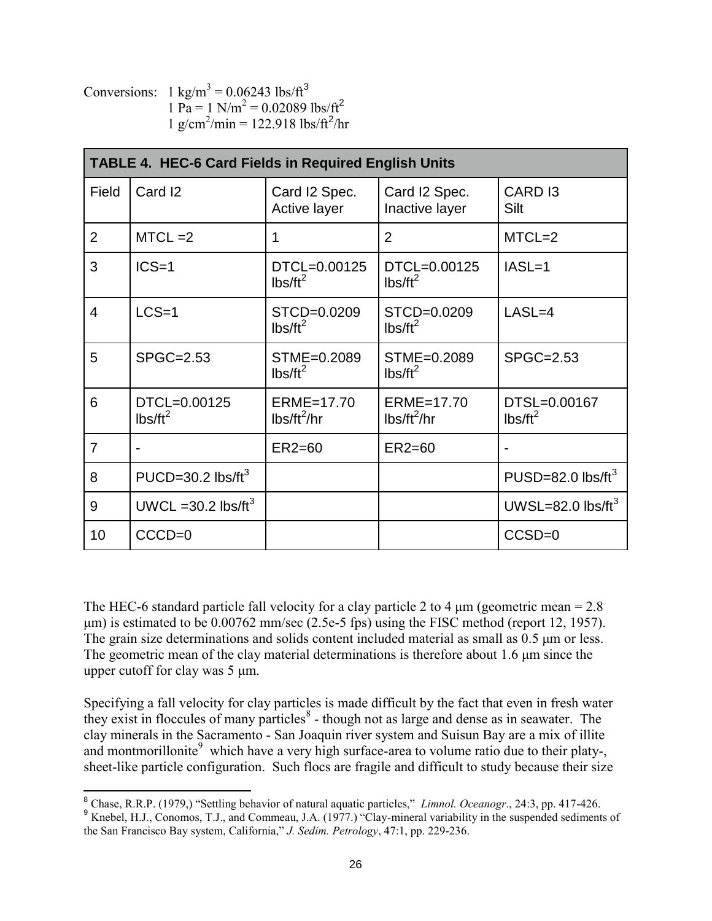Conversions: 1 kg/m$^3$ = 0.06243 lbs/ft$^3$
1 Pa = 1 N/m$^2$ = 0.02089 lbs/ft$^2$
1 g/cm$^2$/min = 122.918 lbs/ft$^2$/hr

| **TABLE 4. HEC-6 Card Fields in Required English Units** | | | | |
|---|---|---|---|---|
| Field | Card I2 | Card I2 Spec. Active layer | Card I2 Spec. Inactive layer | CARD I3 Silt |
| 2 | MTCL =2 | 1 | 2 | MTCL=2 |
| 3 | ICS=1 | DTCL=0.00125 lbs/ft$^2$ | DTCL=0.00125 lbs/ft$^2$ | IASL=1 |
| 4 | LCS=1 | STCD=0.0209 lbs/ft$^2$ | STCD=0.0209 lbs/ft$^2$ | LASL=4 |
| 5 | SPGC=2.53 | STME=0.2089 lbs/ft$^2$ | STME=0.2089 lbs/ft$^2$ | SPGC=2.53 |
| 6 | DTCL=0.00125 lbs/ft$^2$ | ERME=17.70 lbs/ft$^2$/hr | ERME=17.70 lbs/ft$^2$/hr | DTSL=0.00167 lbs/ft$^2$ |
| 7 | - | ER2=60 | ER2=60 | - |
| 8 | PUCD=30.2 lbs/ft$^3$ | | | PUSD=82.0 lbs/ft$^3$ |
| 9 | UWCL =30.2 lbs/ft$^3$ | | | UWSL=82.0 lbs/ft$^3$ |
| 10 | CCCD=0 | | | CCSD=0 |

The HEC-6 standard particle fall velocity for a clay particle 2 to 4 µm (geometric mean = 2.8 µm) is estimated to be 0.00762 mm/sec (2.5e-5 fps) using the FISC method (report 12, 1957). The grain size determinations and solids content included material as small as 0.5 µm or less. The geometric mean of the clay material determinations is therefore about 1.6 µm since the upper cutoff for clay was 5 µm.

Specifying a fall velocity for clay particles is made difficult by the fact that even in fresh water they exist in floccules of many particles[8] - though not as large and dense as in seawater. The clay minerals in the Sacramento - San Joaquin river system and Suisun Bay are a mix of illite and montmorillonite[9] which have a very high surface-area to volume ratio due to their platy-, sheet-like particle configuration. Such flocs are fragile and difficult to study because their size

[8] Chase, R.R.P. (1979,) "Settling behavior of natural aquatic particles," *Limnol. Oceanogr*., 24:3, pp. 417-426.

[9] Knebel, H.J., Conomos, T.J., and Commeau, J.A. (1977.) "Clay-mineral variability in the suspended sediments of the San Francisco Bay system, California," *J. Sedim. Petrology*, 47:1, pp. 229-236.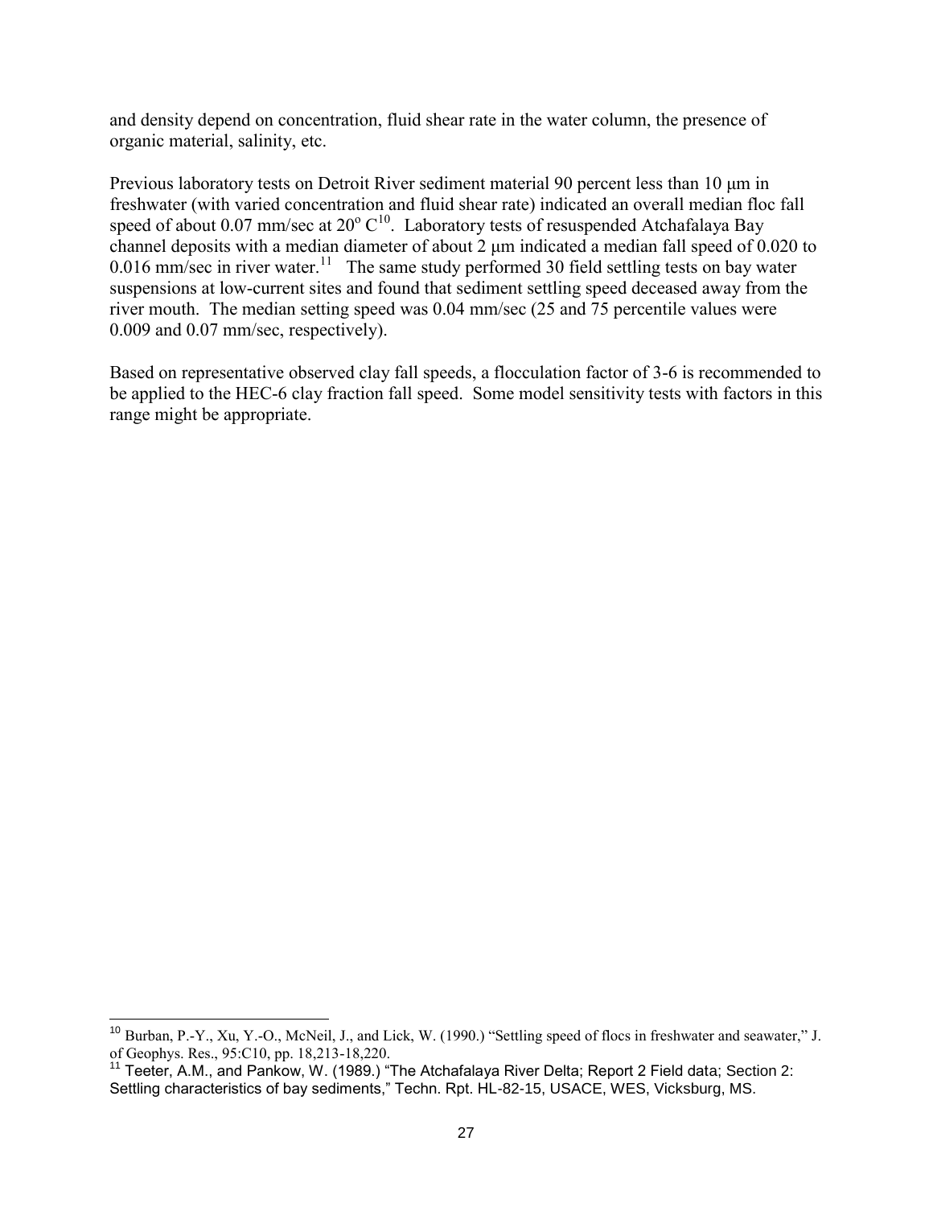and density depend on concentration, fluid shear rate in the water column, the presence of organic material, salinity, etc.

Previous laboratory tests on Detroit River sediment material 90 percent less than 10 μm in freshwater (with varied concentration and fluid shear rate) indicated an overall median floc fall speed of about 0.07 mm/sec at 20° C[10]. Laboratory tests of resuspended Atchafalaya Bay channel deposits with a median diameter of about 2 μm indicated a median fall speed of 0.020 to 0.016 mm/sec in river water.[11] The same study performed 30 field settling tests on bay water suspensions at low-current sites and found that sediment settling speed deceased away from the river mouth. The median setting speed was 0.04 mm/sec (25 and 75 percentile values were 0.009 and 0.07 mm/sec, respectively).

Based on representative observed clay fall speeds, a flocculation factor of 3-6 is recommended to be applied to the HEC-6 clay fraction fall speed. Some model sensitivity tests with factors in this range might be appropriate.

---

[10] Burban, P.-Y., Xu, Y.-O., McNeil, J., and Lick, W. (1990.) "Settling speed of flocs in freshwater and seawater," J. of Geophys. Res., 95:C10, pp. 18,213-18,220.

[11] Teeter, A.M., and Pankow, W. (1989.) "The Atchafalaya River Delta; Report 2 Field data; Section 2: Settling characteristics of bay sediments," Techn. Rpt. HL-82-15, USACE, WES, Vicksburg, MS.